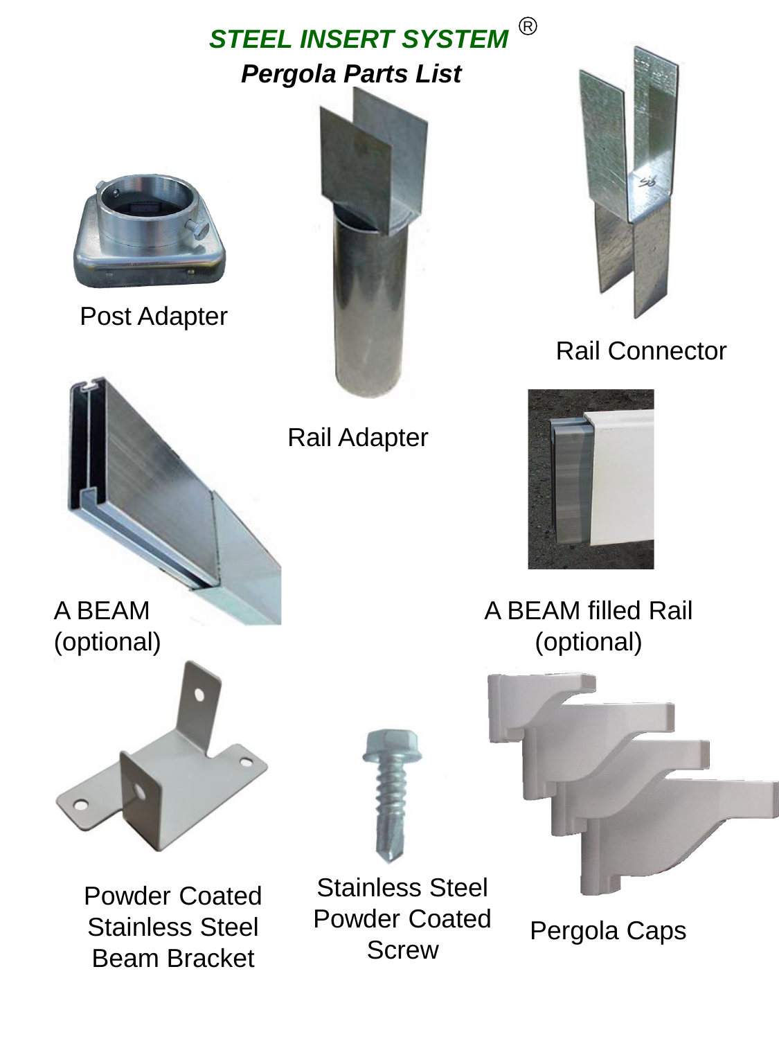# STEEL INSERT SYSTEM ®

## *Pergola Parts List*

Post Adapter

Rail Adapter

Rail Connector

A BEAM
(optional)

A BEAM filled Rail
(optional)

Powder Coated
Stainless Steel
Beam Bracket

Stainless Steel
Powder Coated
Screw

Pergola Caps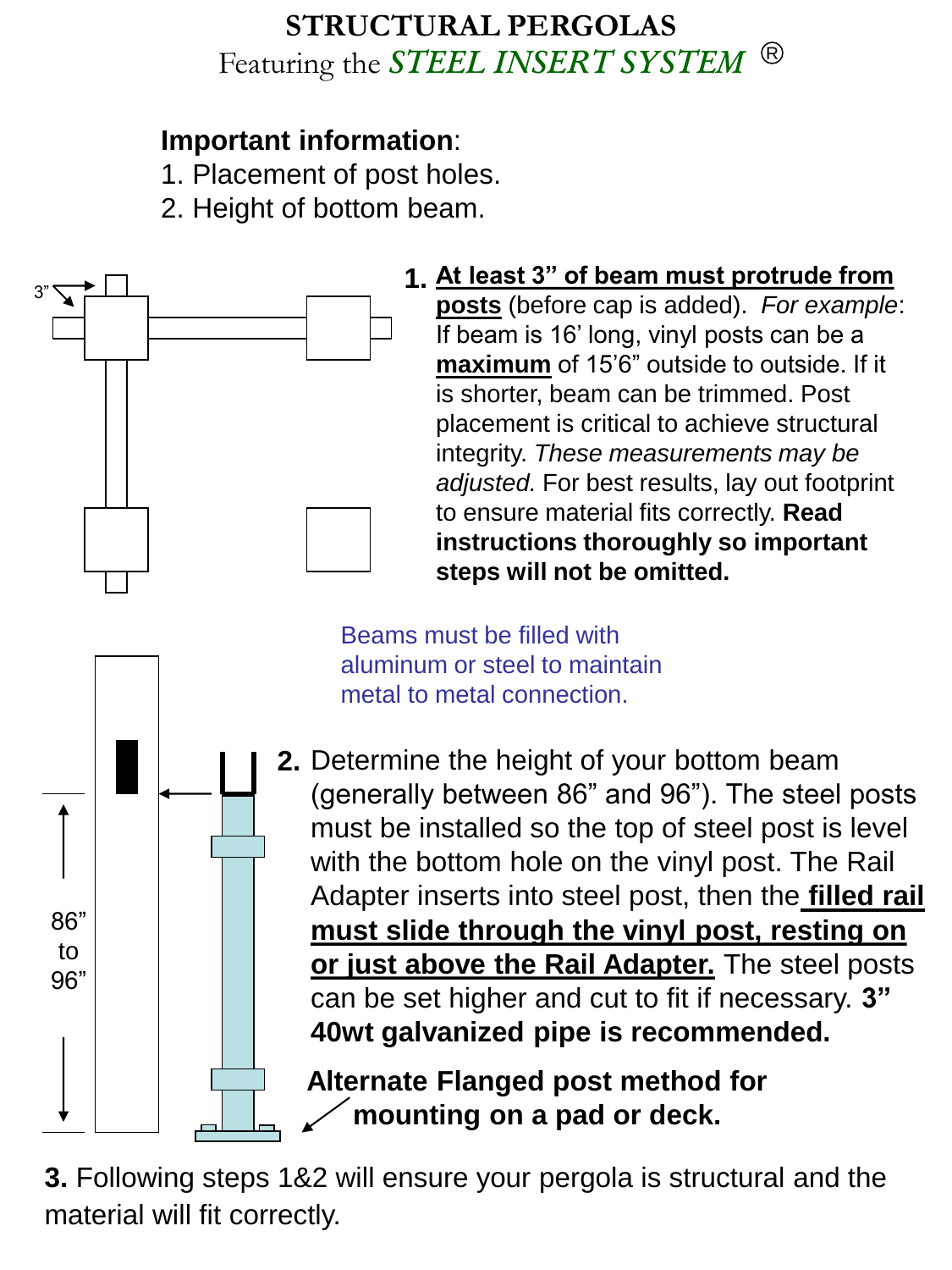# STRUCTURAL PERGOLAS

Featuring the *STEEL INSERT SYSTEM* ®

**Important information**:

1. Placement of post holes.
2. Height of bottom beam.

3”

1. **At least 3” of beam must protrude from posts** (before cap is added). *For example*: If beam is 16’ long, vinyl posts can be a **maximum** of 15’6” outside to outside. If it is shorter, beam can be trimmed. Post placement is critical to achieve structural integrity. *These measurements may be adjusted.* For best results, lay out footprint to ensure material fits correctly. **Read instructions thoroughly so important steps will not be omitted.**

Beams must be filled with aluminum or steel to maintain metal to metal connection.

86” to 96”

2. Determine the height of your bottom beam (generally between 86” and 96”). The steel posts must be installed so the top of steel post is level with the bottom hole on the vinyl post. The Rail Adapter inserts into steel post, then the **filled rail must slide through the vinyl post, resting on or just above the Rail Adapter.** The steel posts can be set higher and cut to fit if necessary. **3” 40wt galvanized pipe is recommended.**

**Alternate Flanged post method for mounting on a pad or deck.**

**3.** Following steps 1&2 will ensure your pergola is structural and the material will fit correctly.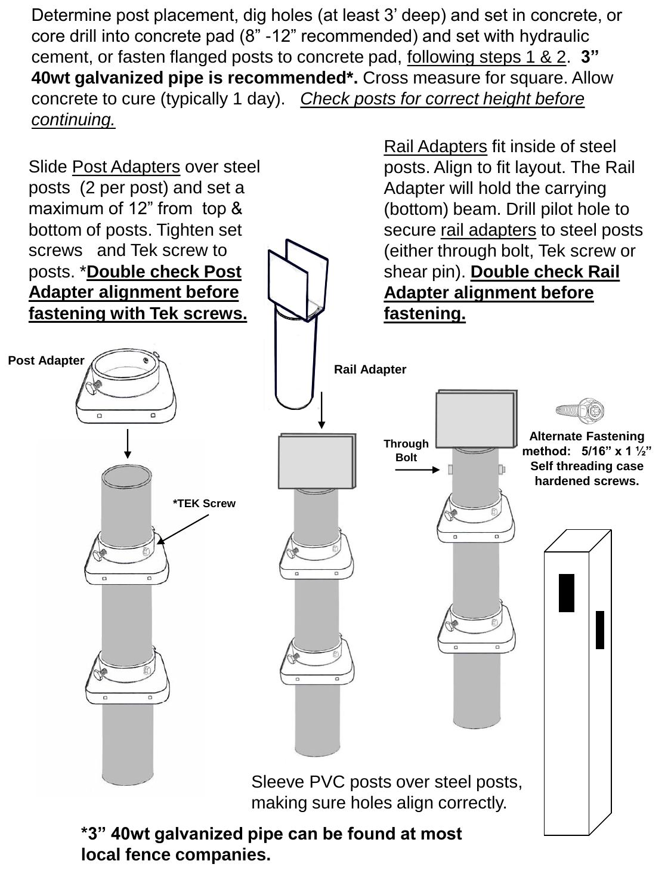Determine post placement, dig holes (at least 3' deep) and set in concrete, or core drill into concrete pad (8" -12" recommended) and set with hydraulic cement, or fasten flanged posts to concrete pad, following steps 1 & 2. **3" 40wt galvanized pipe is recommended*.** Cross measure for square. Allow concrete to cure (typically 1 day). *Check posts for correct height before continuing.*

Slide Post Adapters over steel posts (2 per post) and set a maximum of 12" from top & bottom of posts. Tighten set screws and Tek screw to posts. ***Double check Post Adapter alignment before fastening with Tek screws.***

Rail Adapters fit inside of steel posts. Align to fit layout. The Rail Adapter will hold the carrying (bottom) beam. Drill pilot hole to secure rail adapters to steel posts (either through bolt, Tek screw or shear pin). **Double check Rail Adapter alignment before fastening.**

**Post Adapter**

**Rail Adapter**

***TEK Screw**

**Through Bolt**

**Alternate Fastening method: 5/16" x 1 ½" Self threading case hardened screws.**

Sleeve PVC posts over steel posts, making sure holes align correctly.

***3" 40wt galvanized pipe can be found at most local fence companies.**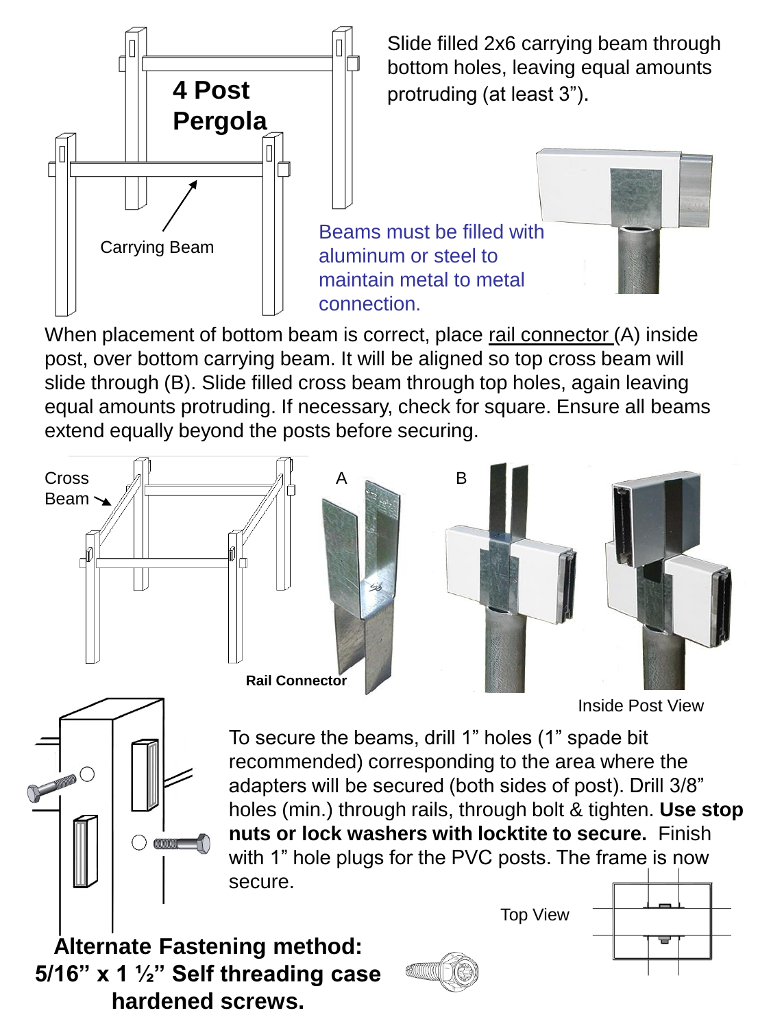## 4 Post Pergola

Carrying Beam

Slide filled 2x6 carrying beam through bottom holes, leaving equal amounts protruding (at least 3”).

Beams must be filled with aluminum or steel to maintain metal to metal connection.

When placement of bottom beam is correct, place rail connector (A) inside post, over bottom carrying beam. It will be aligned so top cross beam will slide through (B). Slide filled cross beam through top holes, again leaving equal amounts protruding. If necessary, check for square. Ensure all beams extend equally beyond the posts before securing.

Cross Beam

A

B

Rail Connector

Inside Post View

To secure the beams, drill 1” holes (1” spade bit recommended) corresponding to the area where the adapters will be secured (both sides of post). Drill 3/8” holes (min.) through rails, through bolt & tighten. **Use stop nuts or lock washers with locktite to secure.** Finish with 1” hole plugs for the PVC posts. The frame is now secure.

Top View

**Alternate Fastening method: 5/16” x 1 ½” Self threading case hardened screws.**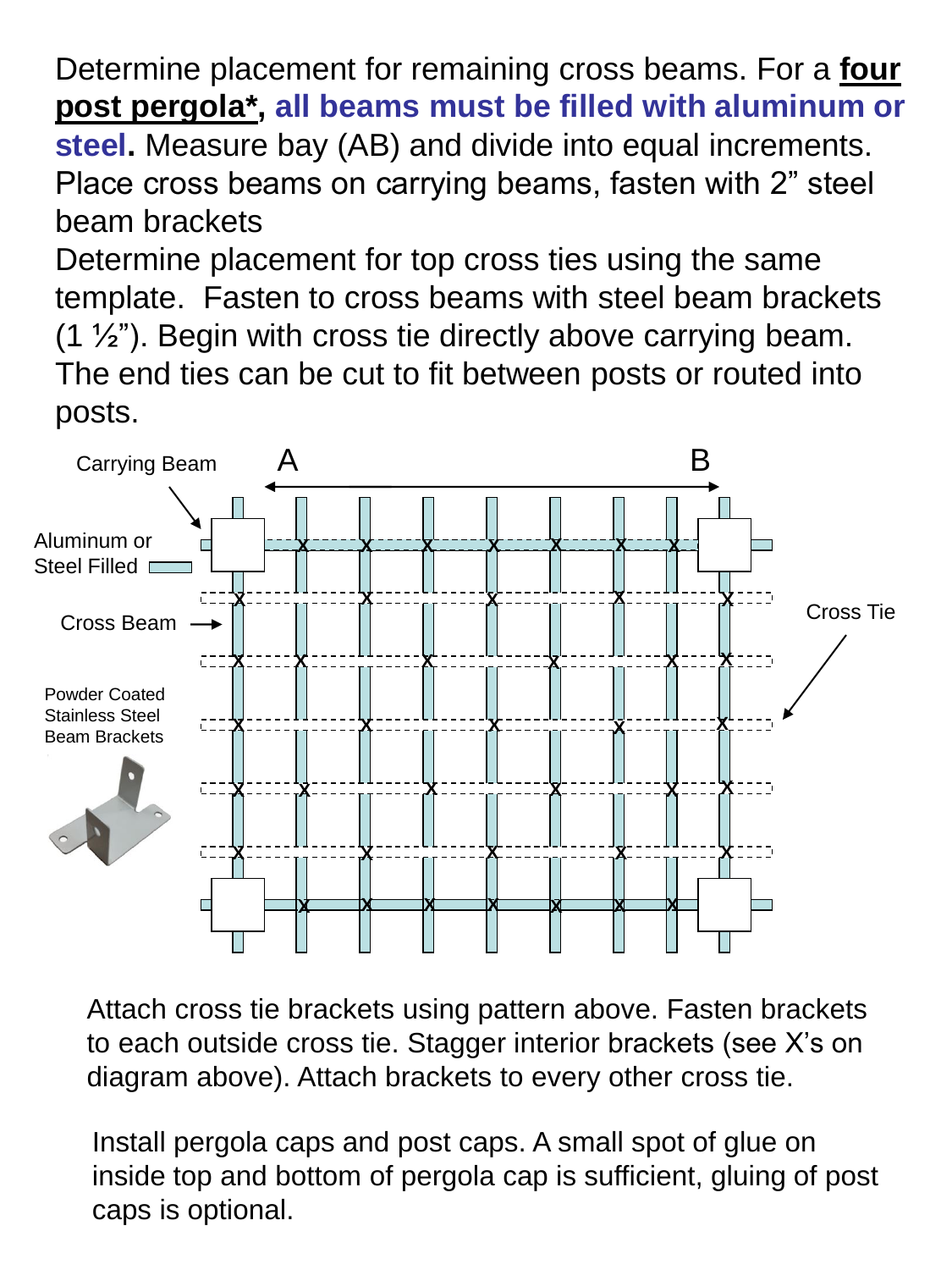Determine placement for remaining cross beams. For a **four post pergola***, **all beams must be filled with aluminum or steel.** Measure bay (AB) and divide into equal increments. Place cross beams on carrying beams, fasten with 2" steel beam brackets

Determine placement for top cross ties using the same template. Fasten to cross beams with steel beam brackets (1 ½"). Begin with cross tie directly above carrying beam. The end ties can be cut to fit between posts or routed into posts.

Carrying Beam

A

B

Aluminum or Steel Filled

Cross Beam

Cross Tie

Powder Coated Stainless Steel Beam Brackets

Attach cross tie brackets using pattern above. Fasten brackets to each outside cross tie. Stagger interior brackets (see X's on diagram above). Attach brackets to every other cross tie.

Install pergola caps and post caps. A small spot of glue on inside top and bottom of pergola cap is sufficient, gluing of post caps is optional.